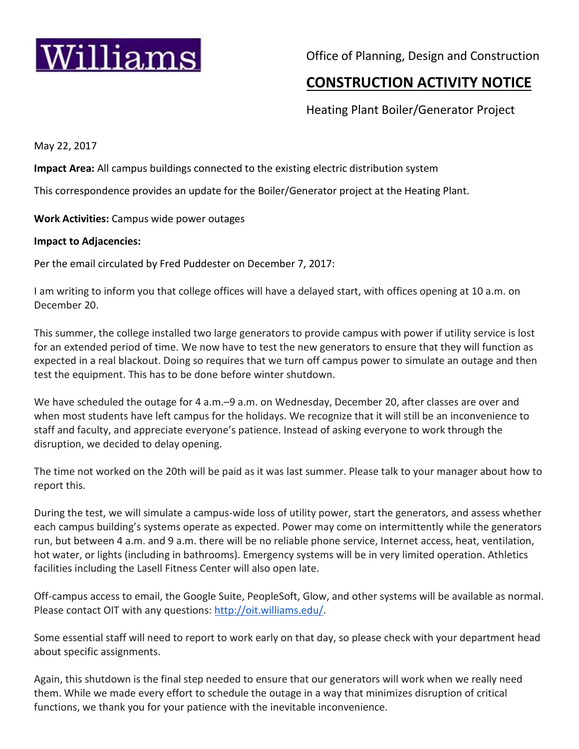Williams

Office of Planning, Design and Construction

# CONSTRUCTION ACTIVITY NOTICE

Heating Plant Boiler/Generator Project

May 22, 2017

**Impact Area:** All campus buildings connected to the existing electric distribution system

This correspondence provides an update for the Boiler/Generator project at the Heating Plant.

**Work Activities:** Campus wide power outages

**Impact to Adjacencies:**

Per the email circulated by Fred Puddester on December 7, 2017:

I am writing to inform you that college offices will have a delayed start, with offices opening at 10 a.m. on December 20.

This summer, the college installed two large generators to provide campus with power if utility service is lost for an extended period of time. We now have to test the new generators to ensure that they will function as expected in a real blackout. Doing so requires that we turn off campus power to simulate an outage and then test the equipment. This has to be done before winter shutdown.

We have scheduled the outage for 4 a.m.–9 a.m. on Wednesday, December 20, after classes are over and when most students have left campus for the holidays. We recognize that it will still be an inconvenience to staff and faculty, and appreciate everyone's patience. Instead of asking everyone to work through the disruption, we decided to delay opening.

The time not worked on the 20th will be paid as it was last summer. Please talk to your manager about how to report this.

During the test, we will simulate a campus-wide loss of utility power, start the generators, and assess whether each campus building's systems operate as expected. Power may come on intermittently while the generators run, but between 4 a.m. and 9 a.m. there will be no reliable phone service, Internet access, heat, ventilation, hot water, or lights (including in bathrooms). Emergency systems will be in very limited operation. Athletics facilities including the Lasell Fitness Center will also open late.

Off-campus access to email, the Google Suite, PeopleSoft, Glow, and other systems will be available as normal. Please contact OIT with any questions: http://oit.williams.edu/.

Some essential staff will need to report to work early on that day, so please check with your department head about specific assignments.

Again, this shutdown is the final step needed to ensure that our generators will work when we really need them. While we made every effort to schedule the outage in a way that minimizes disruption of critical functions, we thank you for your patience with the inevitable inconvenience.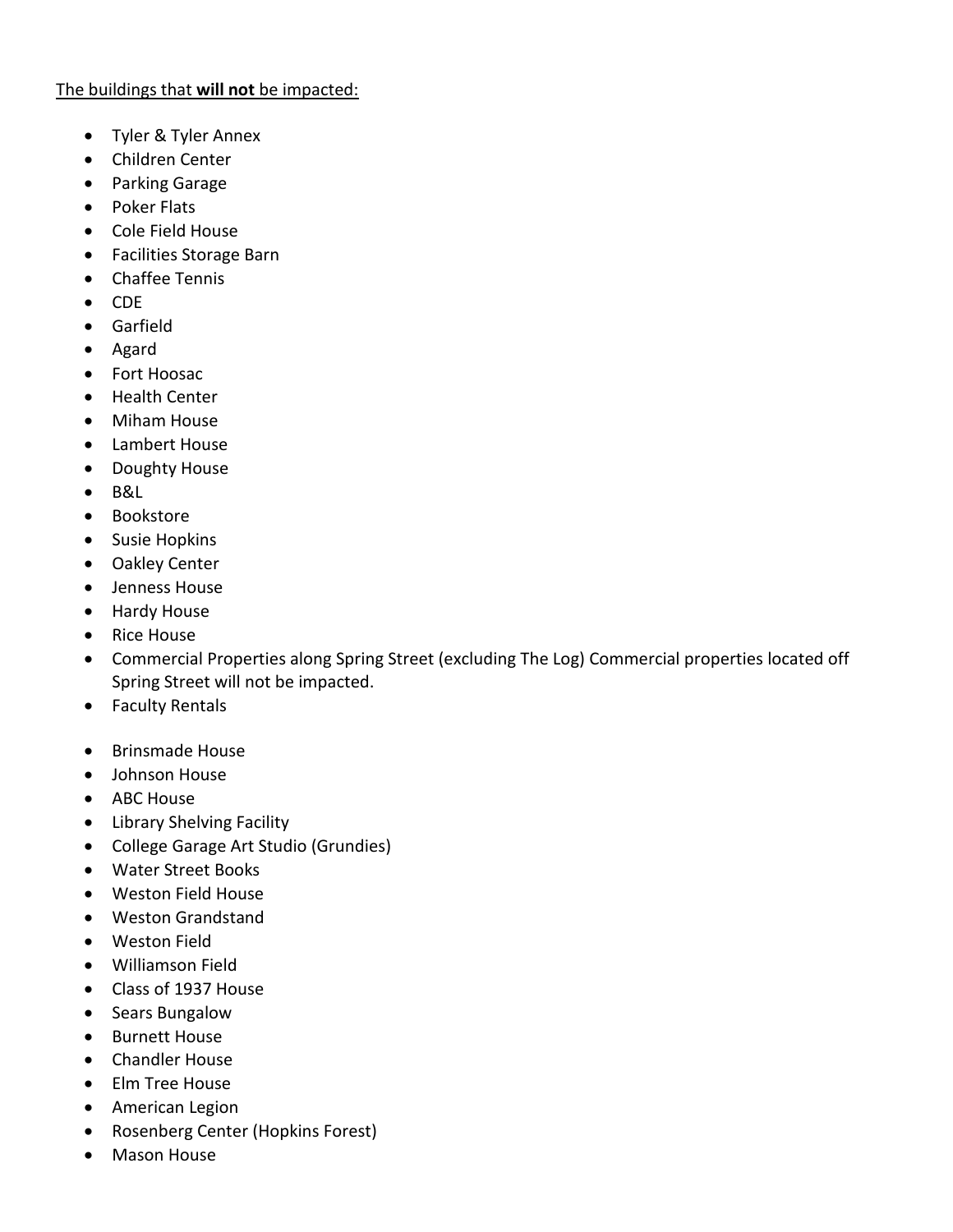<u>The buildings that **will not** be impacted:</u>

- Tyler & Tyler Annex
- Children Center
- Parking Garage
- Poker Flats
- Cole Field House
- Facilities Storage Barn
- Chaffee Tennis
- CDE
- Garfield
- Agard
- Fort Hoosac
- Health Center
- Miham House
- Lambert House
- Doughty House
- B&L
- Bookstore
- Susie Hopkins
- Oakley Center
- Jenness House
- Hardy House
- Rice House
- Commercial Properties along Spring Street (excluding The Log) Commercial properties located off Spring Street will not be impacted.
- Faculty Rentals

- Brinsmade House
- Johnson House
- ABC House
- Library Shelving Facility
- College Garage Art Studio (Grundies)
- Water Street Books
- Weston Field House
- Weston Grandstand
- Weston Field
- Williamson Field
- Class of 1937 House
- Sears Bungalow
- Burnett House
- Chandler House
- Elm Tree House
- American Legion
- Rosenberg Center (Hopkins Forest)
- Mason House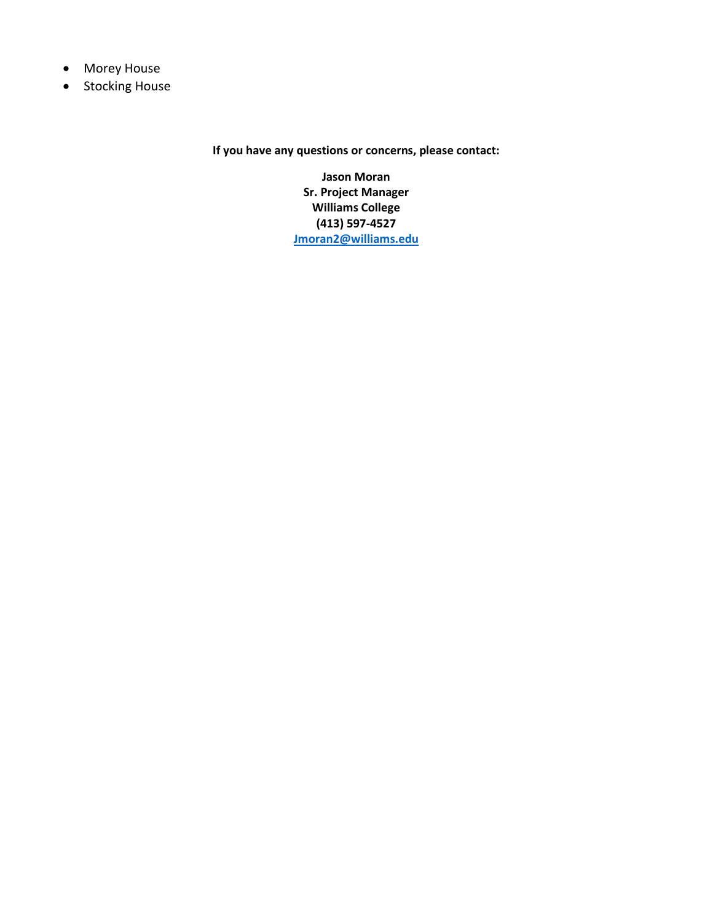- Morey House
- Stocking House

**If you have any questions or concerns, please contact:**

**Jason Moran**
**Sr. Project Manager**
**Williams College**
**(413) 597-4527**
**Jmoran2@williams.edu**